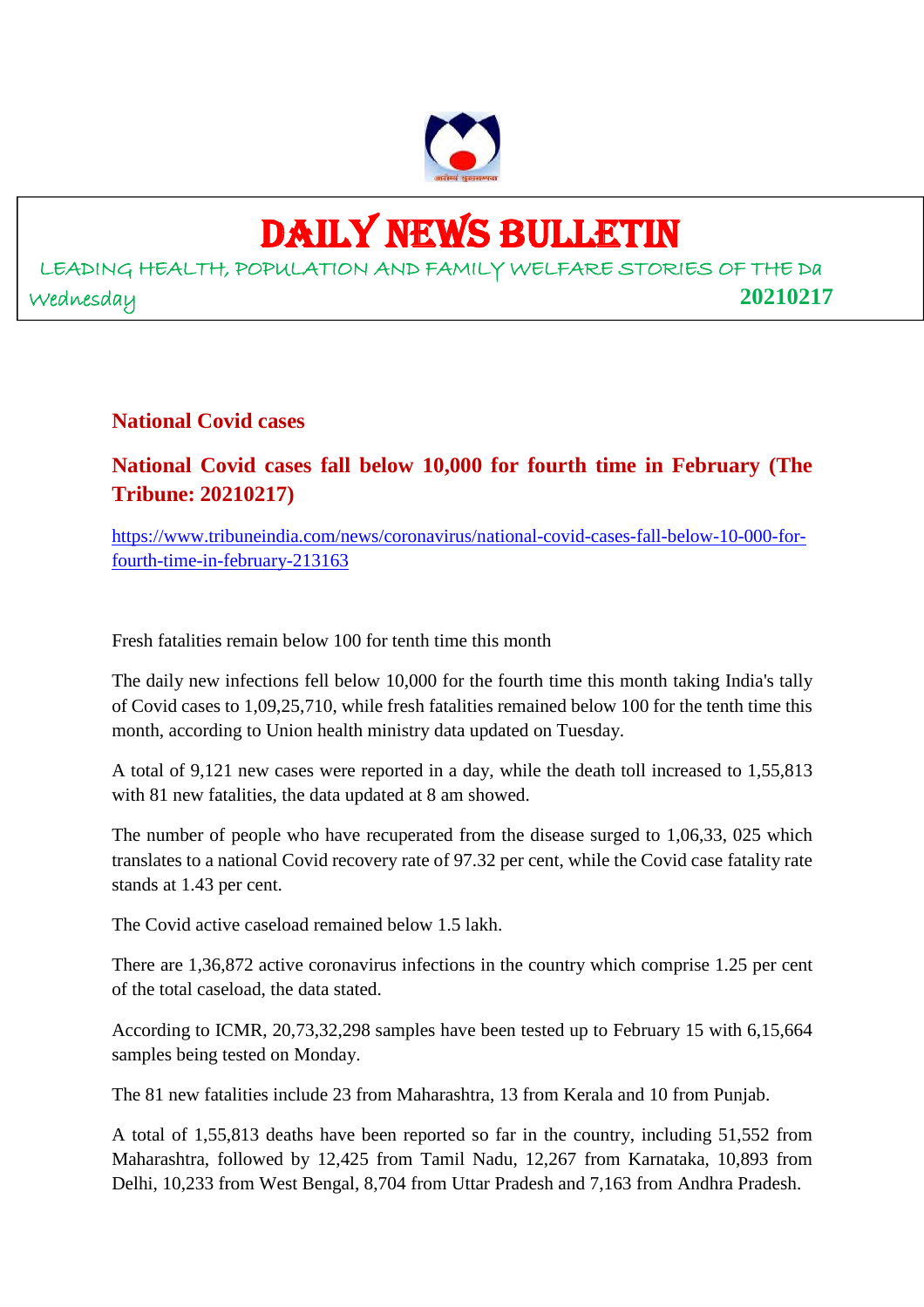# DAILY NEWS BULLETIN

LEADING HEALTH, POPULATION AND FAMILY WELFARE STORIES OF THE Da

Wednesday **20210217**

## National Covid cases

### National Covid cases fall below 10,000 for fourth time in February (The Tribune: 20210217)

https://www.tribuneindia.com/news/coronavirus/national-covid-cases-fall-below-10-000-for-fourth-time-in-february-213163

Fresh fatalities remain below 100 for tenth time this month

The daily new infections fell below 10,000 for the fourth time this month taking India's tally of Covid cases to 1,09,25,710, while fresh fatalities remained below 100 for the tenth time this month, according to Union health ministry data updated on Tuesday.

A total of 9,121 new cases were reported in a day, while the death toll increased to 1,55,813 with 81 new fatalities, the data updated at 8 am showed.

The number of people who have recuperated from the disease surged to 1,06,33, 025 which translates to a national Covid recovery rate of 97.32 per cent, while the Covid case fatality rate stands at 1.43 per cent.

The Covid active caseload remained below 1.5 lakh.

There are 1,36,872 active coronavirus infections in the country which comprise 1.25 per cent of the total caseload, the data stated.

According to ICMR, 20,73,32,298 samples have been tested up to February 15 with 6,15,664 samples being tested on Monday.

The 81 new fatalities include 23 from Maharashtra, 13 from Kerala and 10 from Punjab.

A total of 1,55,813 deaths have been reported so far in the country, including 51,552 from Maharashtra, followed by 12,425 from Tamil Nadu, 12,267 from Karnataka, 10,893 from Delhi, 10,233 from West Bengal, 8,704 from Uttar Pradesh and 7,163 from Andhra Pradesh.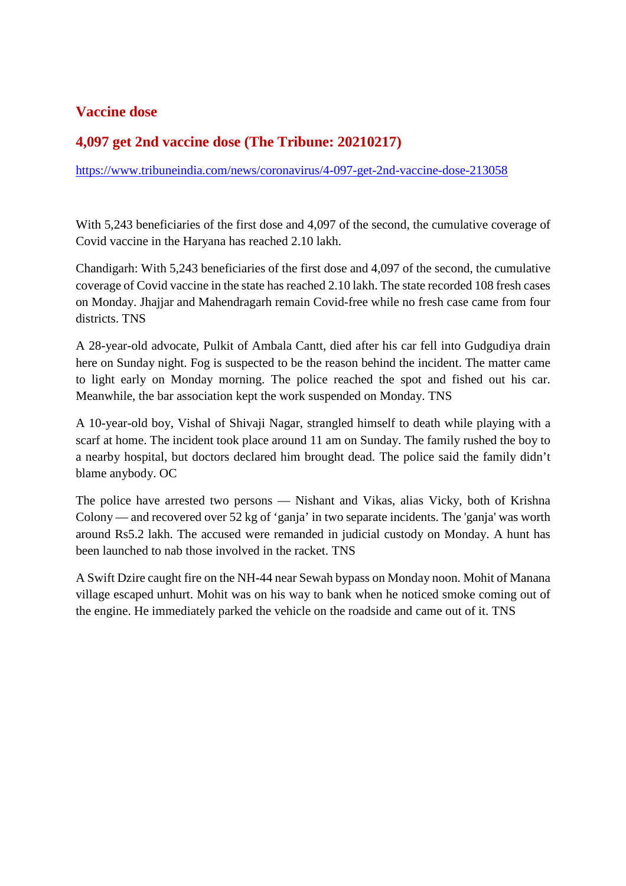## Vaccine dose

### 4,097 get 2nd vaccine dose (The Tribune: 20210217)

https://www.tribuneindia.com/news/coronavirus/4-097-get-2nd-vaccine-dose-213058

With 5,243 beneficiaries of the first dose and 4,097 of the second, the cumulative coverage of Covid vaccine in the Haryana has reached 2.10 lakh.

Chandigarh: With 5,243 beneficiaries of the first dose and 4,097 of the second, the cumulative coverage of Covid vaccine in the state has reached 2.10 lakh. The state recorded 108 fresh cases on Monday. Jhajjar and Mahendragarh remain Covid-free while no fresh case came from four districts. TNS

A 28-year-old advocate, Pulkit of Ambala Cantt, died after his car fell into Gudgudiya drain here on Sunday night. Fog is suspected to be the reason behind the incident. The matter came to light early on Monday morning. The police reached the spot and fished out his car. Meanwhile, the bar association kept the work suspended on Monday. TNS

A 10-year-old boy, Vishal of Shivaji Nagar, strangled himself to death while playing with a scarf at home. The incident took place around 11 am on Sunday. The family rushed the boy to a nearby hospital, but doctors declared him brought dead. The police said the family didn't blame anybody. OC

The police have arrested two persons — Nishant and Vikas, alias Vicky, both of Krishna Colony — and recovered over 52 kg of 'ganja' in two separate incidents. The 'ganja' was worth around Rs5.2 lakh. The accused were remanded in judicial custody on Monday. A hunt has been launched to nab those involved in the racket. TNS

A Swift Dzire caught fire on the NH-44 near Sewah bypass on Monday noon. Mohit of Manana village escaped unhurt. Mohit was on his way to bank when he noticed smoke coming out of the engine. He immediately parked the vehicle on the roadside and came out of it. TNS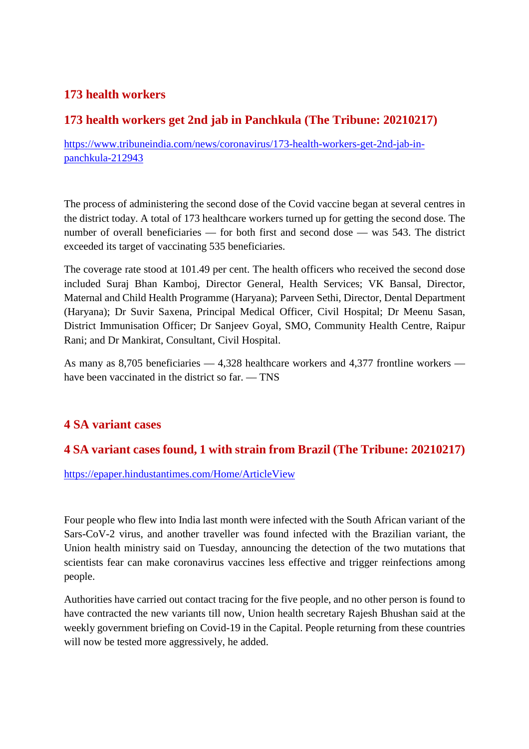## 173 health workers

## 173 health workers get 2nd jab in Panchkula (The Tribune: 20210217)

https://www.tribuneindia.com/news/coronavirus/173-health-workers-get-2nd-jab-in-panchkula-212943

The process of administering the second dose of the Covid vaccine began at several centres in the district today. A total of 173 healthcare workers turned up for getting the second dose. The number of overall beneficiaries — for both first and second dose — was 543. The district exceeded its target of vaccinating 535 beneficiaries.

The coverage rate stood at 101.49 per cent. The health officers who received the second dose included Suraj Bhan Kamboj, Director General, Health Services; VK Bansal, Director, Maternal and Child Health Programme (Haryana); Parveen Sethi, Director, Dental Department (Haryana); Dr Suvir Saxena, Principal Medical Officer, Civil Hospital; Dr Meenu Sasan, District Immunisation Officer; Dr Sanjeev Goyal, SMO, Community Health Centre, Raipur Rani; and Dr Mankirat, Consultant, Civil Hospital.

As many as 8,705 beneficiaries — 4,328 healthcare workers and 4,377 frontline workers — have been vaccinated in the district so far. — TNS

## 4 SA variant cases

## 4 SA variant cases found, 1 with strain from Brazil (The Tribune: 20210217)

https://epaper.hindustantimes.com/Home/ArticleView

Four people who flew into India last month were infected with the South African variant of the Sars-CoV-2 virus, and another traveller was found infected with the Brazilian variant, the Union health ministry said on Tuesday, announcing the detection of the two mutations that scientists fear can make coronavirus vaccines less effective and trigger reinfections among people.

Authorities have carried out contact tracing for the five people, and no other person is found to have contracted the new variants till now, Union health secretary Rajesh Bhushan said at the weekly government briefing on Covid-19 in the Capital. People returning from these countries will now be tested more aggressively, he added.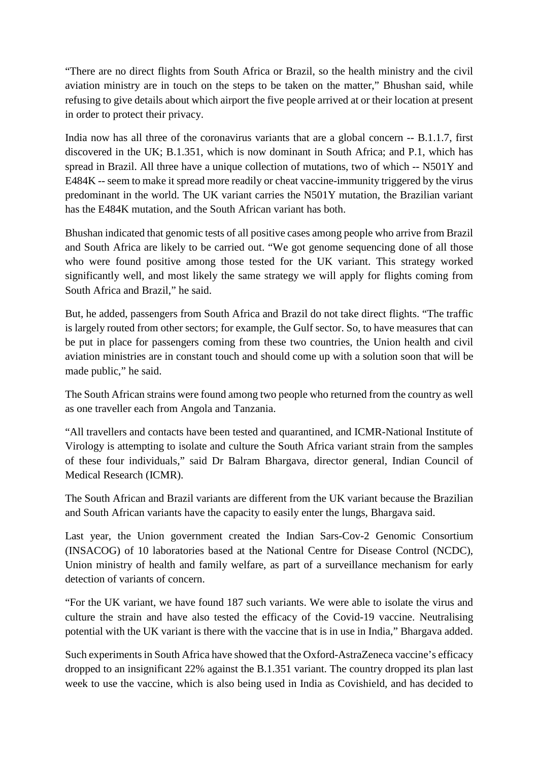"There are no direct flights from South Africa or Brazil, so the health ministry and the civil aviation ministry are in touch on the steps to be taken on the matter," Bhushan said, while refusing to give details about which airport the five people arrived at or their location at present in order to protect their privacy.

India now has all three of the coronavirus variants that are a global concern -- B.1.1.7, first discovered in the UK; B.1.351, which is now dominant in South Africa; and P.1, which has spread in Brazil. All three have a unique collection of mutations, two of which -- N501Y and E484K -- seem to make it spread more readily or cheat vaccine-immunity triggered by the virus predominant in the world. The UK variant carries the N501Y mutation, the Brazilian variant has the E484K mutation, and the South African variant has both.

Bhushan indicated that genomic tests of all positive cases among people who arrive from Brazil and South Africa are likely to be carried out. "We got genome sequencing done of all those who were found positive among those tested for the UK variant. This strategy worked significantly well, and most likely the same strategy we will apply for flights coming from South Africa and Brazil," he said.

But, he added, passengers from South Africa and Brazil do not take direct flights. "The traffic is largely routed from other sectors; for example, the Gulf sector. So, to have measures that can be put in place for passengers coming from these two countries, the Union health and civil aviation ministries are in constant touch and should come up with a solution soon that will be made public," he said.

The South African strains were found among two people who returned from the country as well as one traveller each from Angola and Tanzania.

"All travellers and contacts have been tested and quarantined, and ICMR-National Institute of Virology is attempting to isolate and culture the South Africa variant strain from the samples of these four individuals," said Dr Balram Bhargava, director general, Indian Council of Medical Research (ICMR).

The South African and Brazil variants are different from the UK variant because the Brazilian and South African variants have the capacity to easily enter the lungs, Bhargava said.

Last year, the Union government created the Indian Sars-Cov-2 Genomic Consortium (INSACOG) of 10 laboratories based at the National Centre for Disease Control (NCDC), Union ministry of health and family welfare, as part of a surveillance mechanism for early detection of variants of concern.

"For the UK variant, we have found 187 such variants. We were able to isolate the virus and culture the strain and have also tested the efficacy of the Covid-19 vaccine. Neutralising potential with the UK variant is there with the vaccine that is in use in India," Bhargava added.

Such experiments in South Africa have showed that the Oxford-AstraZeneca vaccine's efficacy dropped to an insignificant 22% against the B.1.351 variant. The country dropped its plan last week to use the vaccine, which is also being used in India as Covishield, and has decided to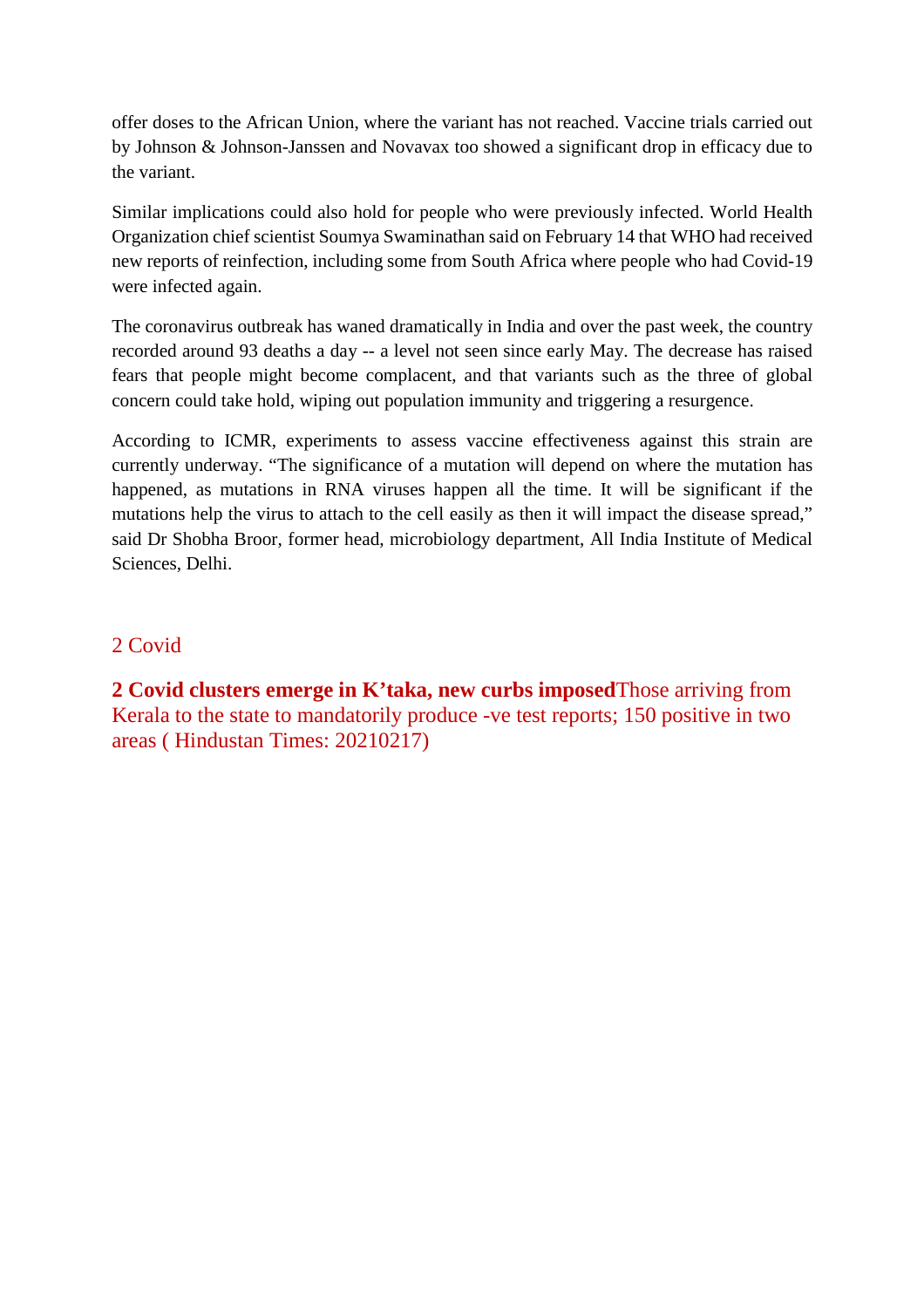offer doses to the African Union, where the variant has not reached. Vaccine trials carried out by Johnson & Johnson-Janssen and Novavax too showed a significant drop in efficacy due to the variant.

Similar implications could also hold for people who were previously infected. World Health Organization chief scientist Soumya Swaminathan said on February 14 that WHO had received new reports of reinfection, including some from South Africa where people who had Covid-19 were infected again.

The coronavirus outbreak has waned dramatically in India and over the past week, the country recorded around 93 deaths a day -- a level not seen since early May. The decrease has raised fears that people might become complacent, and that variants such as the three of global concern could take hold, wiping out population immunity and triggering a resurgence.

According to ICMR, experiments to assess vaccine effectiveness against this strain are currently underway. “The significance of a mutation will depend on where the mutation has happened, as mutations in RNA viruses happen all the time. It will be significant if the mutations help the virus to attach to the cell easily as then it will impact the disease spread,” said Dr Shobha Broor, former head, microbiology department, All India Institute of Medical Sciences, Delhi.

## 2 Covid

**2 Covid clusters emerge in K’taka, new curbs imposed**Those arriving from Kerala to the state to mandatorily produce -ve test reports; 150 positive in two areas ( Hindustan Times: 20210217)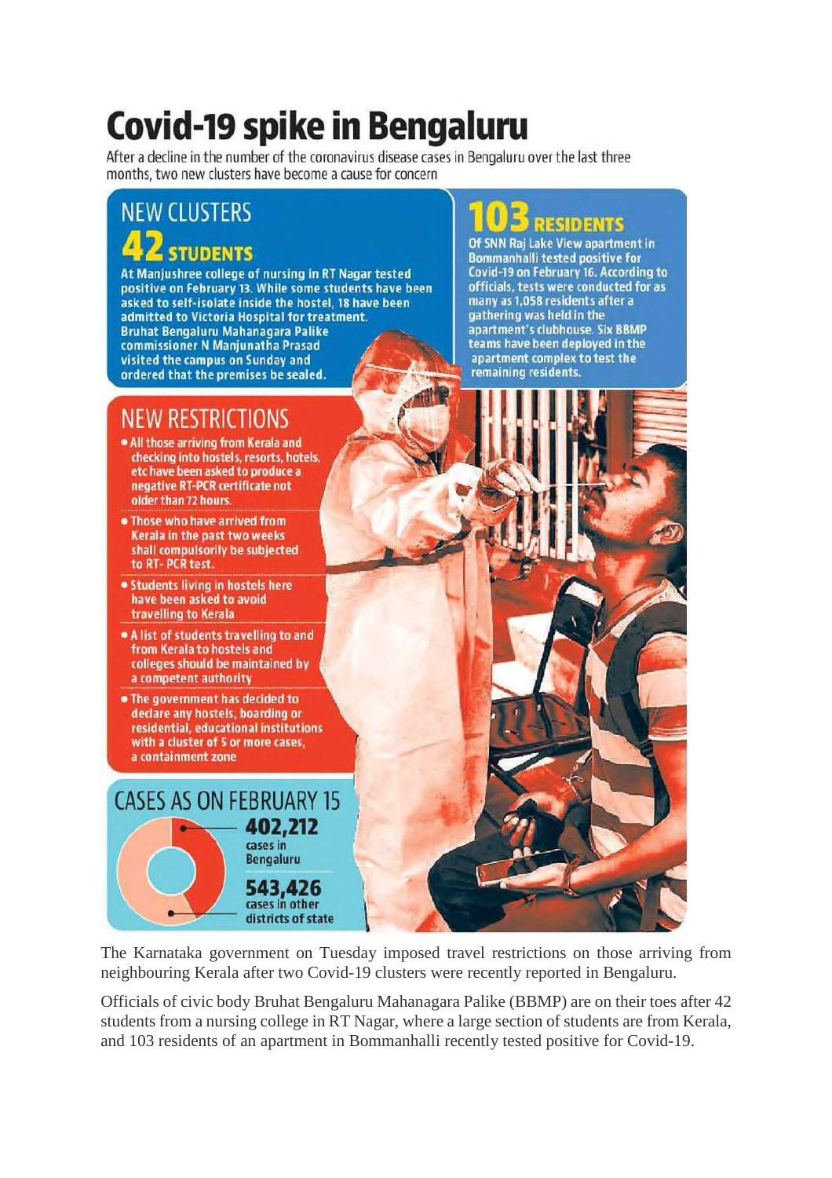# Covid-19 spike in Bengaluru

After a decline in the number of the coronavirus disease cases in Bengaluru over the last three months, two new clusters have become a cause for concern

## NEW CLUSTERS

### 42 STUDENTS

At Manjushree college of nursing in RT Nagar tested positive on February 13. While some students have been asked to self-isolate inside the hostel, 18 have been admitted to Victoria Hospital for treatment. Bruhat Bengaluru Mahanagara Palike commissioner N Manjunatha Prasad visited the campus on Sunday and ordered that the premises be sealed.

### 103 RESIDENTS

Of SNN Raj Lake View apartment in Bommanhalli tested positive for Covid-19 on February 16. According to officials, tests were conducted for as many as 1,058 residents after a gathering was held in the apartment's clubhouse. Six BBMP teams have been deployed in the apartment complex to test the remaining residents.

## NEW RESTRICTIONS

- All those arriving from Kerala and checking into hostels, resorts, hotels, etc have been asked to produce a negative RT-PCR certificate not older than 72 hours.
- Those who have arrived from Kerala in the past two weeks shall compulsorily be subjected to RT- PCR test.
- Students living in hostels here have been asked to avoid travelling to Kerala
- A list of students travelling to and from Kerala to hostels and colleges should be maintained by a competent authority
- The government has decided to declare any hostels, boarding or residential, educational institutions with a cluster of 5 or more cases, a containment zone

## CASES AS ON FEBRUARY 15

**402,212** cases in Bengaluru

**543,426** cases in other districts of state

The Karnataka government on Tuesday imposed travel restrictions on those arriving from neighbouring Kerala after two Covid-19 clusters were recently reported in Bengaluru.

Officials of civic body Bruhat Bengaluru Mahanagara Palike (BBMP) are on their toes after 42 students from a nursing college in RT Nagar, where a large section of students are from Kerala, and 103 residents of an apartment in Bommanhalli recently tested positive for Covid-19.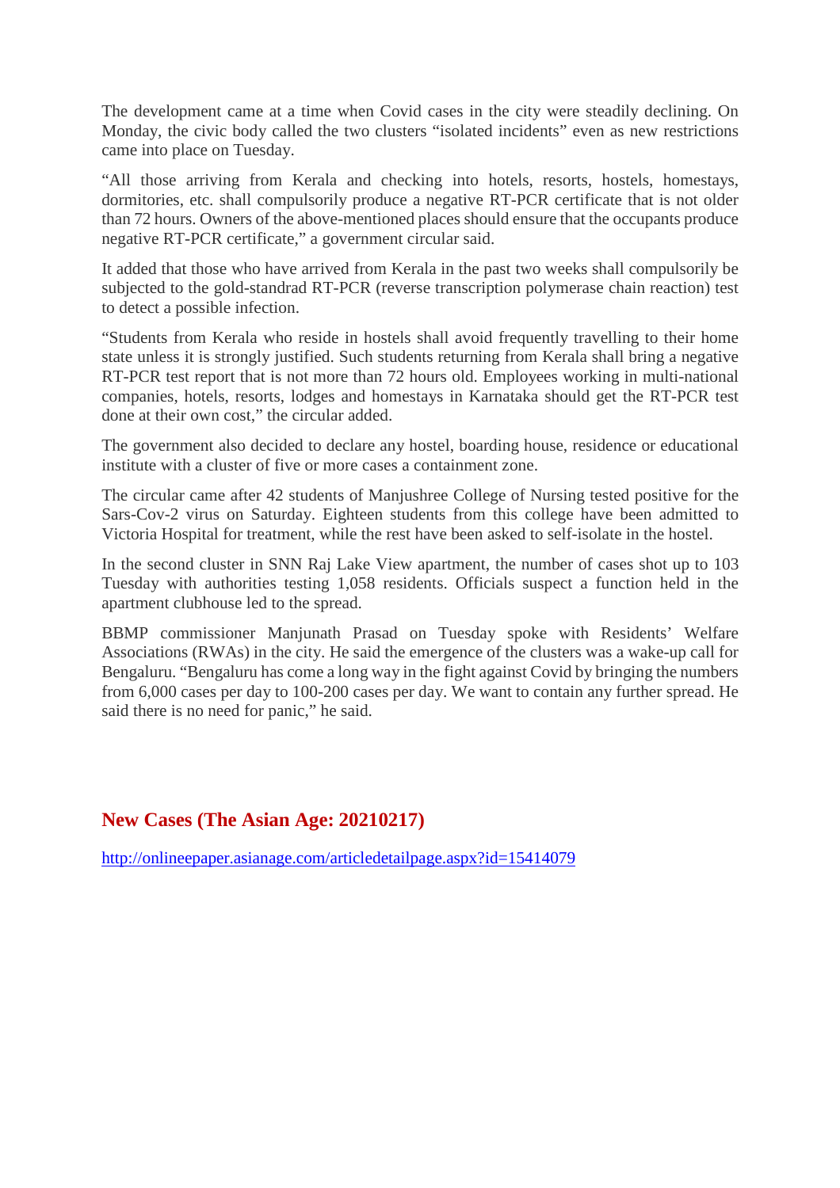The development came at a time when Covid cases in the city were steadily declining. On Monday, the civic body called the two clusters "isolated incidents" even as new restrictions came into place on Tuesday.

"All those arriving from Kerala and checking into hotels, resorts, hostels, homestays, dormitories, etc. shall compulsorily produce a negative RT-PCR certificate that is not older than 72 hours. Owners of the above-mentioned places should ensure that the occupants produce negative RT-PCR certificate," a government circular said.

It added that those who have arrived from Kerala in the past two weeks shall compulsorily be subjected to the gold-standrad RT-PCR (reverse transcription polymerase chain reaction) test to detect a possible infection.

"Students from Kerala who reside in hostels shall avoid frequently travelling to their home state unless it is strongly justified. Such students returning from Kerala shall bring a negative RT-PCR test report that is not more than 72 hours old. Employees working in multi-national companies, hotels, resorts, lodges and homestays in Karnataka should get the RT-PCR test done at their own cost," the circular added.

The government also decided to declare any hostel, boarding house, residence or educational institute with a cluster of five or more cases a containment zone.

The circular came after 42 students of Manjushree College of Nursing tested positive for the Sars-Cov-2 virus on Saturday. Eighteen students from this college have been admitted to Victoria Hospital for treatment, while the rest have been asked to self-isolate in the hostel.

In the second cluster in SNN Raj Lake View apartment, the number of cases shot up to 103 Tuesday with authorities testing 1,058 residents. Officials suspect a function held in the apartment clubhouse led to the spread.

BBMP commissioner Manjunath Prasad on Tuesday spoke with Residents' Welfare Associations (RWAs) in the city. He said the emergence of the clusters was a wake-up call for Bengaluru. "Bengaluru has come a long way in the fight against Covid by bringing the numbers from 6,000 cases per day to 100-200 cases per day. We want to contain any further spread. He said there is no need for panic," he said.

## New Cases (The Asian Age: 20210217)

http://onlineepaper.asianage.com/articledetailpage.aspx?id=15414079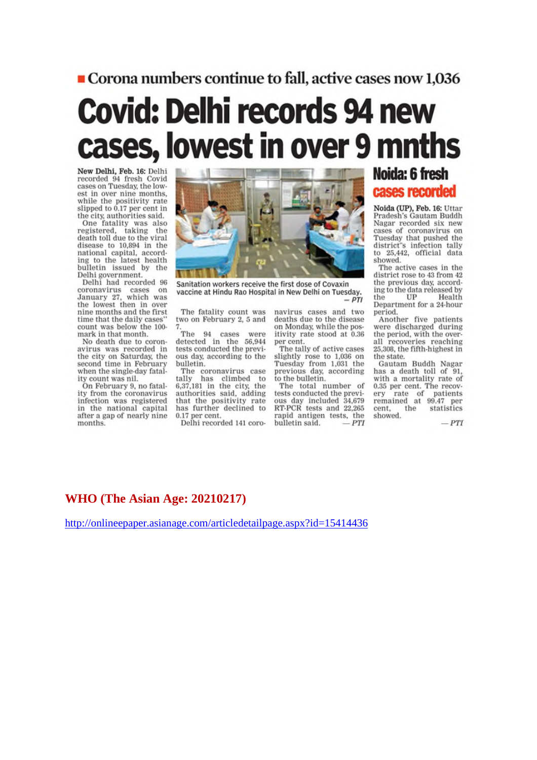■ Corona numbers continue to fall, active cases now 1,036

# Covid: Delhi records 94 new cases, lowest in over 9 mnths

**New Delhi, Feb. 16:** Delhi recorded 94 fresh Covid cases on Tuesday, the lowest in over nine months, while the positivity rate slipped to 0.17 per cent in the city, authorities said.

One fatality was also registered, taking the death toll due to the viral disease to 10,894 in the national capital, according to the latest health bulletin issued by the Delhi government.

Delhi had recorded 96 coronavirus cases on January 27, which was the lowest then in over nine months and the first time that the daily cases" count was below the 100-mark in that month.

No death due to coronavirus was recorded in the city on Saturday, the second time in February when the single-day fatality count was nil.

On February 9, no fatality from the coronavirus infection was registered in the national capital after a gap of nearly nine months.

Sanitation workers receive the first dose of Covaxin vaccine at Hindu Rao Hospital in New Delhi on Tuesday. — *PTI*

The fatality count was two on February 2, 5 and 7.

The 94 cases were detected in the 56,944 tests conducted the previous day, according to the bulletin.

The coronavirus case tally has climbed to 6,37,181 in the city, the authorities said, adding that the positivity rate has further declined to 0.17 per cent.

Delhi recorded 141 coronavirus cases and two deaths due to the disease on Monday, while the positivity rate stood at 0.36 per cent.

The tally of active cases slightly rose to 1,036 on Tuesday from 1,031 the previous day, according to the bulletin.

The total number of tests conducted the previous day included 34,679 RT-PCR tests and 22,265 rapid antigen tests, the bulletin said. — *PTI*

## Noida: 6 fresh cases recorded

**Noida (UP), Feb. 16:** Uttar Pradesh's Gautam Buddh Nagar recorded six new cases of coronavirus on Tuesday that pushed the district"s infection tally to 25,442, official data showed.

The active cases in the district rose to 43 from 42 the previous day, according to the data released by the UP Health Department for a 24-hour period.

Another five patients were discharged during the period, with the overall recoveries reaching 25,308, the fifth-highest in the state.

Gautam Buddh Nagar has a death toll of 91, with a mortality rate of 0.35 per cent. The recovery rate of patients remained at 99.47 per cent, the statistics showed.

— *PTI*

**WHO (The Asian Age: 20210217)**

http://onlineepaper.asianage.com/articledetailpage.aspx?id=15414436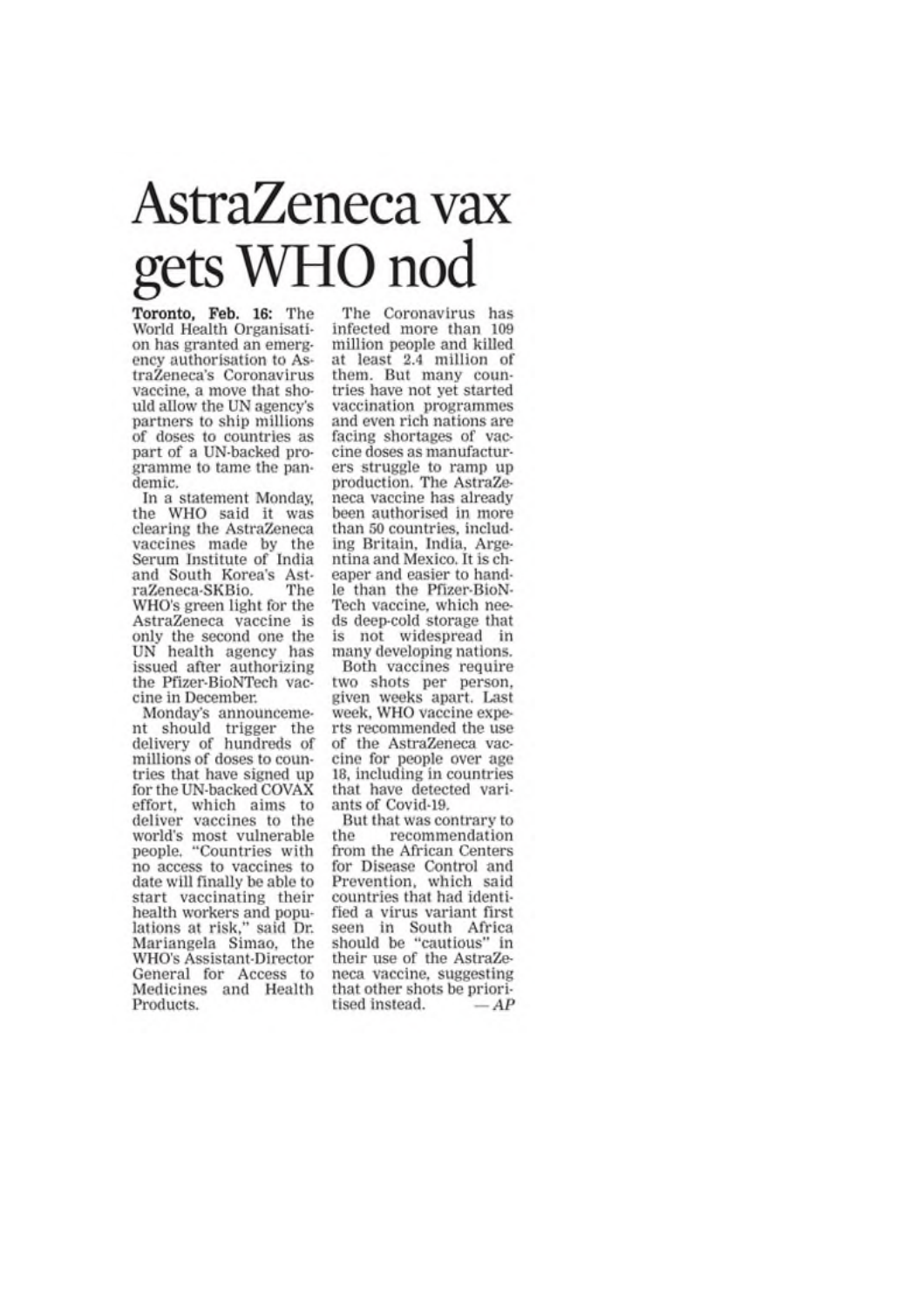# AstraZeneca vax gets WHO nod

**Toronto, Feb. 16:** The World Health Organisation has granted an emergency authorisation to AstraZeneca's Coronavirus vaccine, a move that should allow the UN agency's partners to ship millions of doses to countries as part of a UN-backed programme to tame the pandemic.

In a statement Monday, the WHO said it was clearing the AstraZeneca vaccines made by the Serum Institute of India and South Korea's AstraZeneca-SKBio. The WHO's green light for the AstraZeneca vaccine is only the second one the UN health agency has issued after authorizing the Pfizer-BioNTech vaccine in December.

Monday's announcement should trigger the delivery of hundreds of millions of doses to countries that have signed up for the UN-backed COVAX effort, which aims to deliver vaccines to the world's most vulnerable people. "Countries with no access to vaccines to date will finally be able to start vaccinating their health workers and populations at risk," said Dr. Mariangela Simao, the WHO's Assistant-Director General for Access to Medicines and Health Products.

The Coronavirus has infected more than 109 million people and killed at least 2.4 million of them. But many countries have not yet started vaccination programmes and even rich nations are facing shortages of vaccine doses as manufacturers struggle to ramp up production. The AstraZeneca vaccine has already been authorised in more than 50 countries, including Britain, India, Argentina and Mexico. It is cheaper and easier to handle than the Pfizer-BioNTech vaccine, which needs deep-cold storage that is not widespread in many developing nations.

Both vaccines require two shots per person, given weeks apart. Last week, WHO vaccine experts recommended the use of the AstraZeneca vaccine for people over age 18, including in countries that have detected variants of Covid-19.

But that was contrary to the recommendation from the African Centers for Disease Control and Prevention, which said countries that had identified a virus variant first seen in South Africa should be "cautious" in their use of the AstraZeneca vaccine, suggesting that other shots be prioritised instead. — *AP*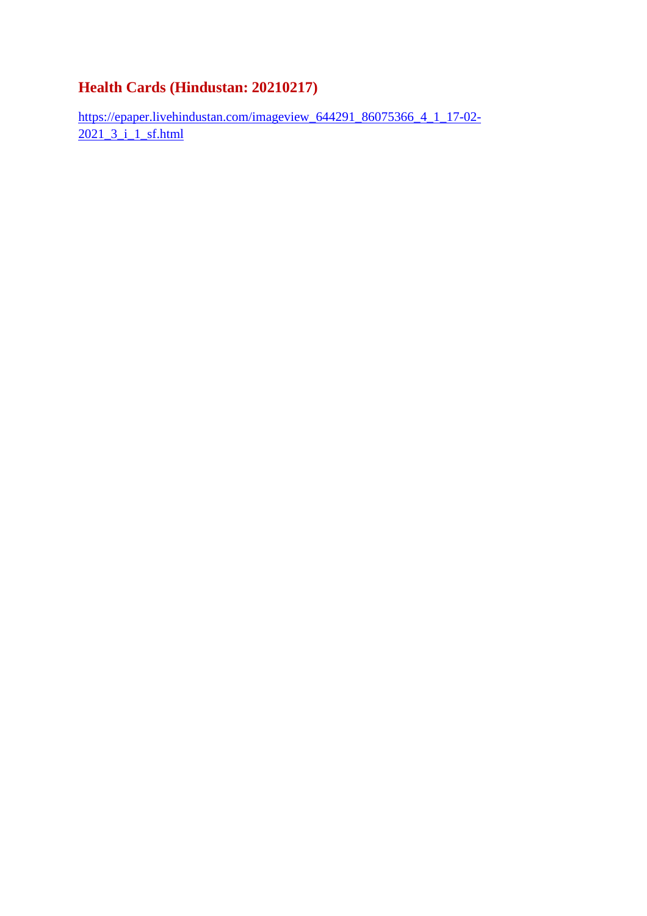## Health Cards (Hindustan: 20210217)

https://epaper.livehindustan.com/imageview_644291_86075366_4_1_17-02-2021_3_i_1_sf.html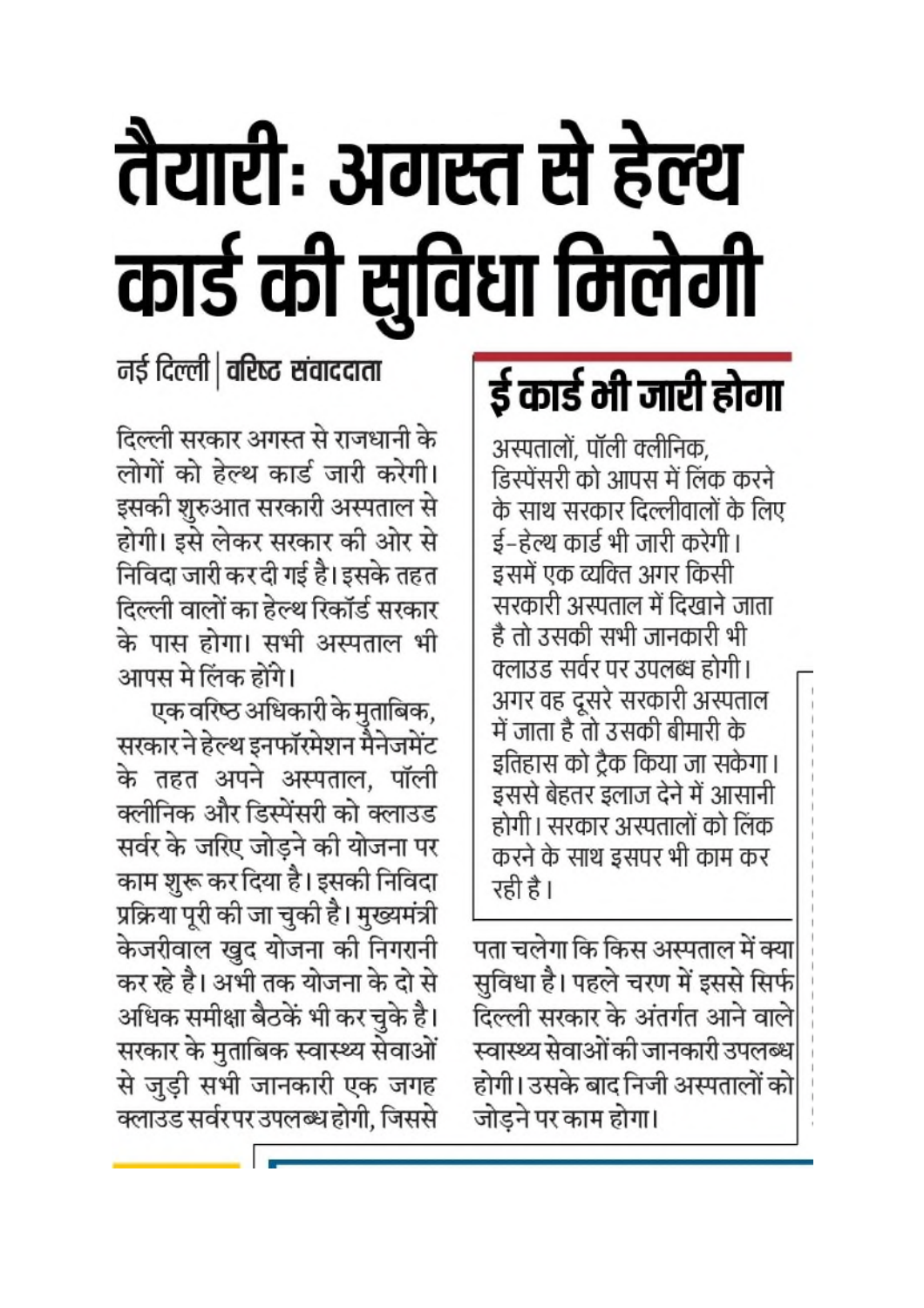# तैयारीः अगस्त से हेल्थ कार्ड की सुविधा मिलेगी

नई दिल्ली | वरिष्ठ संवाददाता

दिल्ली सरकार अगस्त से राजधानी के लोगों को हेल्थ कार्ड जारी करेगी। इसकी शुरुआत सरकारी अस्पताल से होगी। इसे लेकर सरकार की ओर से निविदा जारी कर दी गई है। इसके तहत दिल्ली वालों का हेल्थ रिकॉर्ड सरकार के पास होगा। सभी अस्पताल भी आपस मे लिंक होंगे।

एक वरिष्ठ अधिकारी के मुताबिक, सरकार ने हेल्थ इनफॉरमेशन मैनेजमेंट के तहत अपने अस्पताल, पॉली क्लीनिक और डिस्पेंसरी को क्लाउड सर्वर के जरिए जोड़ने की योजना पर काम शुरू कर दिया है। इसकी निविदा प्रक्रिया पूरी की जा चुकी है। मुख्यमंत्री केजरीवाल खुद योजना की निगरानी कर रहे है। अभी तक योजना के दो से अधिक समीक्षा बैठकें भी कर चुके है। सरकार के मुताबिक स्वास्थ्य सेवाओं से जुड़ी सभी जानकारी एक जगह क्लाउड सर्वर पर उपलब्ध होगी, जिससे पता चलेगा कि किस अस्पताल में क्या सुविधा है। पहले चरण में इससे सिर्फ दिल्ली सरकार के अंतर्गत आने वाले स्वास्थ्य सेवाओं की जानकारी उपलब्ध होगी। उसके बाद निजी अस्पतालों को जोड़ने पर काम होगा।

## ई कार्ड भी जारी होगा

अस्पतालों, पॉली क्लीनिक, डिस्पेंसरी को आपस में लिंक करने के साथ सरकार दिल्लीवालों के लिए ई-हेल्थ कार्ड भी जारी करेगी। इसमें एक व्यक्ति अगर किसी सरकारी अस्पताल में दिखाने जाता है तो उसकी सभी जानकारी भी क्लाउड सर्वर पर उपलब्ध होगी। अगर वह दूसरे सरकारी अस्पताल में जाता है तो उसकी बीमारी के इतिहास को ट्रैक किया जा सकेगा। इससे बेहतर इलाज देने में आसानी होगी। सरकार अस्पतालों को लिंक करने के साथ इसपर भी काम कर रही है।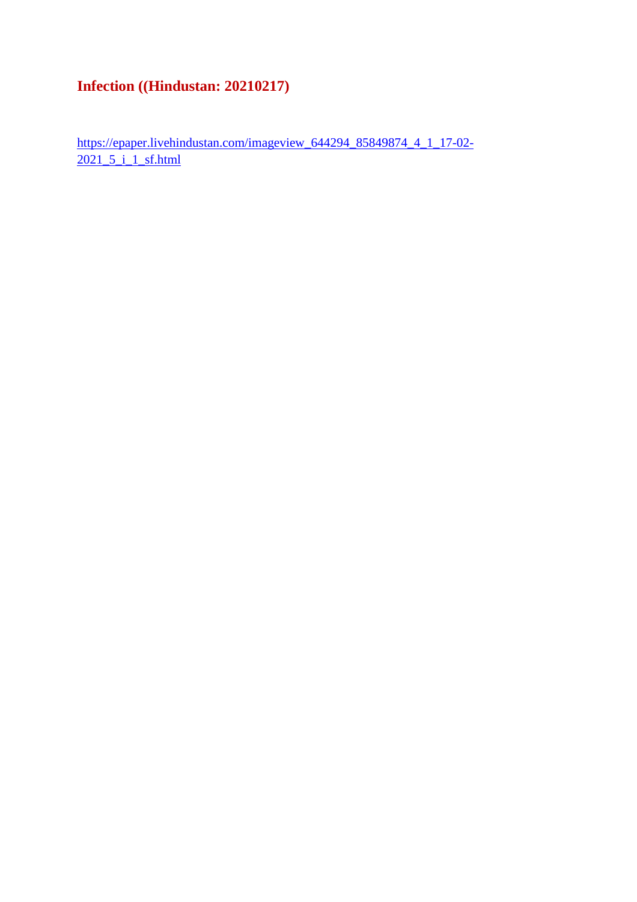## Infection ((Hindustan: 20210217)

https://epaper.livehindustan.com/imageview_644294_85849874_4_1_17-02-2021_5_i_1_sf.html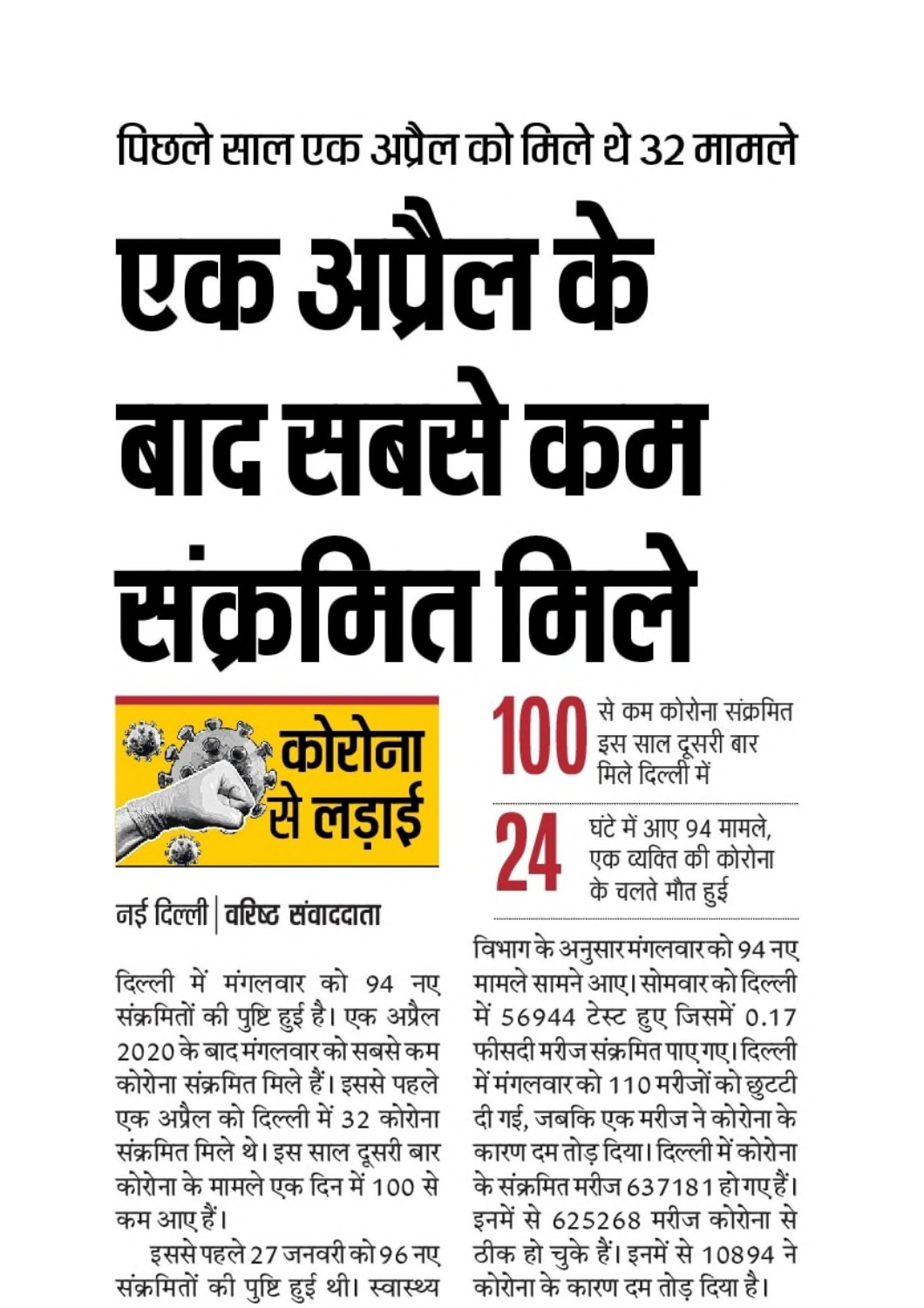पिछले साल एक अप्रैल को मिले थे 32 मामले

# एक अप्रैल के बाद सबसे कम संक्रमित मिले

**कोरोना से लड़ाई**

**100** से कम कोरोना संक्रमित इस साल दूसरी बार मिले दिल्ली में

**24** घंटे में आए 94 मामले, एक व्यक्ति की कोरोना के चलते मौत हुई

नई दिल्ली | **वरिष्ठ संवाददाता**

दिल्ली में मंगलवार को 94 नए संक्रमितों की पुष्टि हुई है। एक अप्रैल 2020 के बाद मंगलवार को सबसे कम कोरोना संक्रमित मिले हैं। इससे पहले एक अप्रैल को दिल्ली में 32 कोरोना संक्रमित मिले थे। इस साल दूसरी बार कोरोना के मामले एक दिन में 100 से कम आए हैं।

इससे पहले 27 जनवरी को 96 नए संक्रमितों की पुष्टि हुई थी। स्वास्थ्य विभाग के अनुसार मंगलवार को 94 नए मामले सामने आए। सोमवार को दिल्ली में 56944 टेस्ट हुए जिसमें 0.17 फीसदी मरीज संक्रमित पाए गए। दिल्ली में मंगलवार को 110 मरीजों को छुट्टी दी गई, जबकि एक मरीज ने कोरोना के कारण दम तोड़ दिया। दिल्ली में कोरोना के संक्रमित मरीज 637181 हो गए हैं। इनमें से 625268 मरीज कोरोना से ठीक हो चुके हैं। इनमें से 10894 ने कोरोना के कारण दम तोड़ दिया है।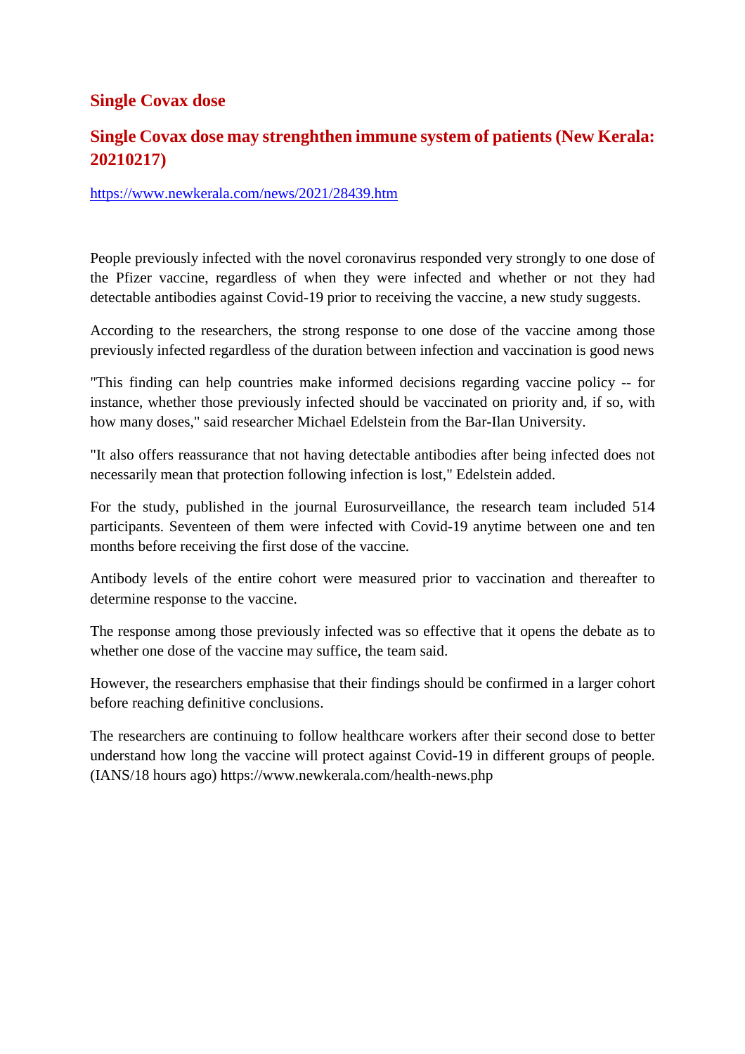## Single Covax dose

## Single Covax dose may strenghthen immune system of patients (New Kerala: 20210217)

https://www.newkerala.com/news/2021/28439.htm

People previously infected with the novel coronavirus responded very strongly to one dose of the Pfizer vaccine, regardless of when they were infected and whether or not they had detectable antibodies against Covid-19 prior to receiving the vaccine, a new study suggests.

According to the researchers, the strong response to one dose of the vaccine among those previously infected regardless of the duration between infection and vaccination is good news

"This finding can help countries make informed decisions regarding vaccine policy -- for instance, whether those previously infected should be vaccinated on priority and, if so, with how many doses," said researcher Michael Edelstein from the Bar-Ilan University.

"It also offers reassurance that not having detectable antibodies after being infected does not necessarily mean that protection following infection is lost," Edelstein added.

For the study, published in the journal Eurosurveillance, the research team included 514 participants. Seventeen of them were infected with Covid-19 anytime between one and ten months before receiving the first dose of the vaccine.

Antibody levels of the entire cohort were measured prior to vaccination and thereafter to determine response to the vaccine.

The response among those previously infected was so effective that it opens the debate as to whether one dose of the vaccine may suffice, the team said.

However, the researchers emphasise that their findings should be confirmed in a larger cohort before reaching definitive conclusions.

The researchers are continuing to follow healthcare workers after their second dose to better understand how long the vaccine will protect against Covid-19 in different groups of people. (IANS/18 hours ago) https://www.newkerala.com/health-news.php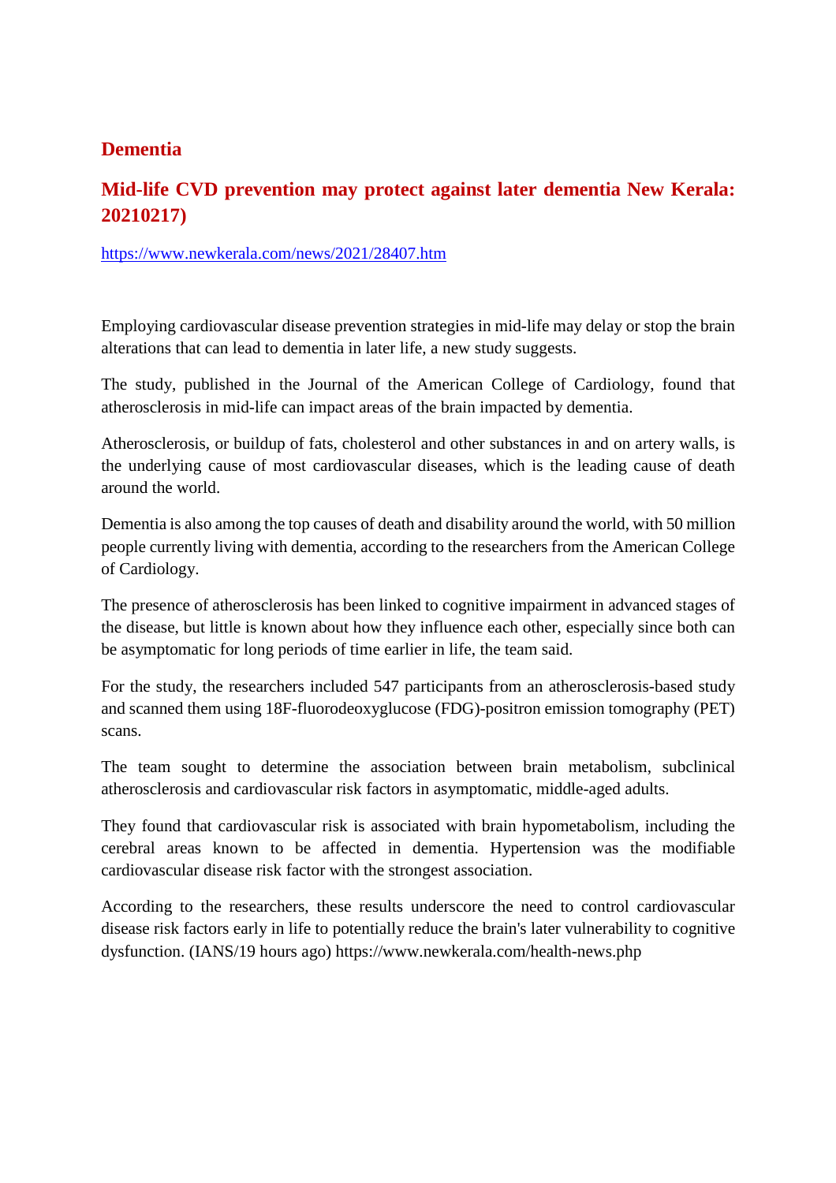## Dementia

### Mid-life CVD prevention may protect against later dementia New Kerala: 20210217)

https://www.newkerala.com/news/2021/28407.htm

Employing cardiovascular disease prevention strategies in mid-life may delay or stop the brain alterations that can lead to dementia in later life, a new study suggests.

The study, published in the Journal of the American College of Cardiology, found that atherosclerosis in mid-life can impact areas of the brain impacted by dementia.

Atherosclerosis, or buildup of fats, cholesterol and other substances in and on artery walls, is the underlying cause of most cardiovascular diseases, which is the leading cause of death around the world.

Dementia is also among the top causes of death and disability around the world, with 50 million people currently living with dementia, according to the researchers from the American College of Cardiology.

The presence of atherosclerosis has been linked to cognitive impairment in advanced stages of the disease, but little is known about how they influence each other, especially since both can be asymptomatic for long periods of time earlier in life, the team said.

For the study, the researchers included 547 participants from an atherosclerosis-based study and scanned them using 18F-fluorodeoxyglucose (FDG)-positron emission tomography (PET) scans.

The team sought to determine the association between brain metabolism, subclinical atherosclerosis and cardiovascular risk factors in asymptomatic, middle-aged adults.

They found that cardiovascular risk is associated with brain hypometabolism, including the cerebral areas known to be affected in dementia. Hypertension was the modifiable cardiovascular disease risk factor with the strongest association.

According to the researchers, these results underscore the need to control cardiovascular disease risk factors early in life to potentially reduce the brain's later vulnerability to cognitive dysfunction. (IANS/19 hours ago) https://www.newkerala.com/health-news.php